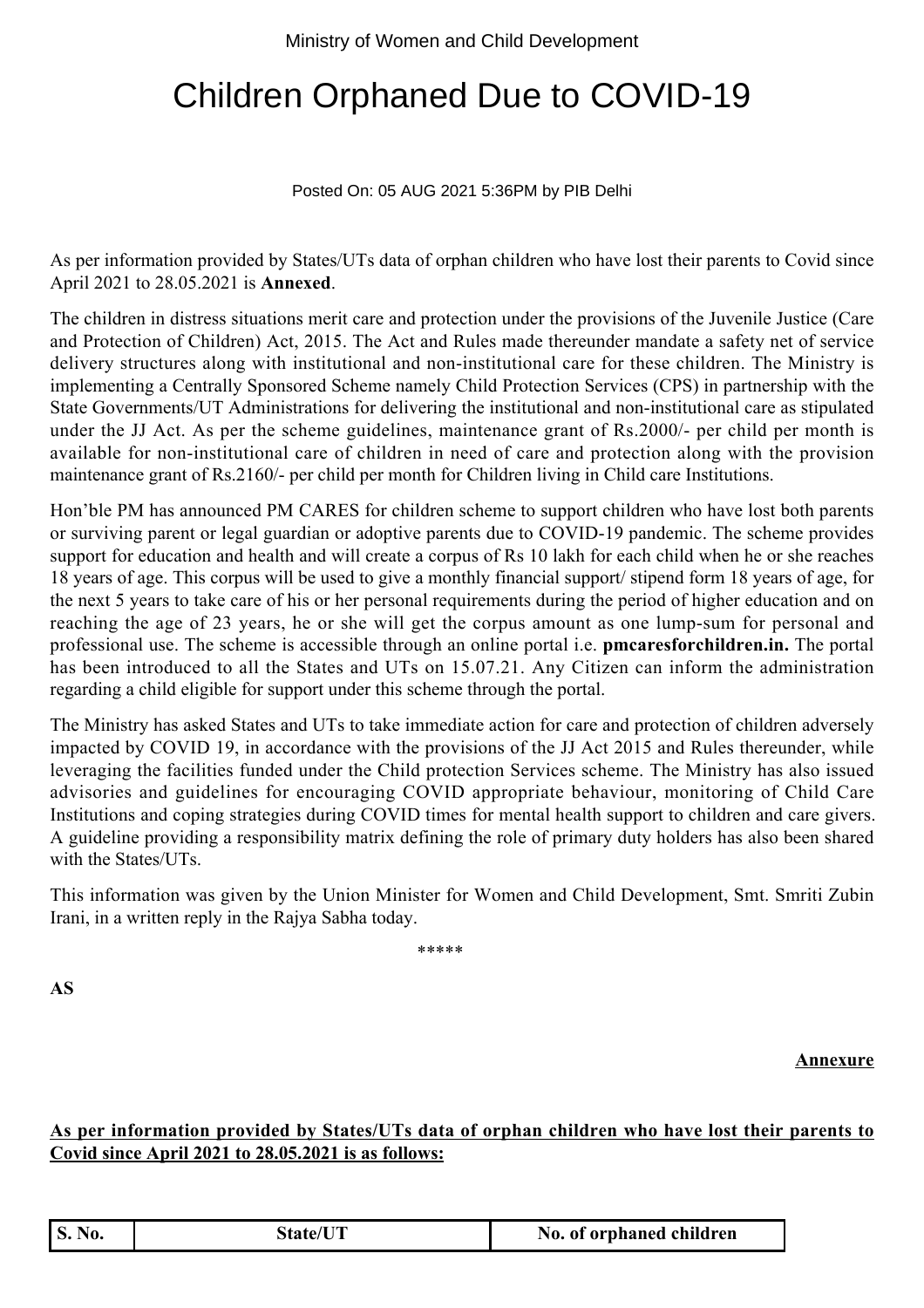Ministry of Women and Child Development

# Children Orphaned Due to COVID-19

Posted On: 05 AUG 2021 5:36PM by PIB Delhi

As per information provided by States/UTs data of orphan children who have lost their parents to Covid since April 2021 to 28.05.2021 is **Annexed**.

The children in distress situations merit care and protection under the provisions of the Juvenile Justice (Care and Protection of Children) Act, 2015. The Act and Rules made thereunder mandate a safety net of service delivery structures along with institutional and non-institutional care for these children. The Ministry is implementing a Centrally Sponsored Scheme namely Child Protection Services (CPS) in partnership with the State Governments/UT Administrations for delivering the institutional and non-institutional care as stipulated under the JJ Act. As per the scheme guidelines, maintenance grant of Rs.2000/- per child per month is available for non-institutional care of children in need of care and protection along with the provision maintenance grant of Rs.2160/- per child per month for Children living in Child care Institutions.

Hon'ble PM has announced PM CARES for children scheme to support children who have lost both parents or surviving parent or legal guardian or adoptive parents due to COVID-19 pandemic. The scheme provides support for education and health and will create a corpus of Rs 10 lakh for each child when he or she reaches 18 years of age. This corpus will be used to give a monthly financial support/ stipend form 18 years of age, for the next 5 years to take care of his or her personal requirements during the period of higher education and on reaching the age of 23 years, he or she will get the corpus amount as one lump-sum for personal and professional use. The scheme is accessible through an online portal i.e. **pmcaresforchildren.in.** The portal has been introduced to all the States and UTs on 15.07.21. Any Citizen can inform the administration regarding a child eligible for support under this scheme through the portal.

The Ministry has asked States and UTs to take immediate action for care and protection of children adversely impacted by COVID 19, in accordance with the provisions of the JJ Act 2015 and Rules thereunder, while leveraging the facilities funded under the Child protection Services scheme. The Ministry has also issued advisories and guidelines for encouraging COVID appropriate behaviour, monitoring of Child Care Institutions and coping strategies during COVID times for mental health support to children and care givers. A guideline providing a responsibility matrix defining the role of primary duty holders has also been shared with the States/UTs.

This information was given by the Union Minister for Women and Child Development, Smt. Smriti Zubin Irani, in a written reply in the Rajya Sabha today.

*****

**AS**

**Annexure**

**As per information provided by States/UTs data of orphan children who have lost their parents to Covid since April 2021 to 28.05.2021 is as follows:**

| S. No. | State/UT | No. of orphaned children |
|---|---|---|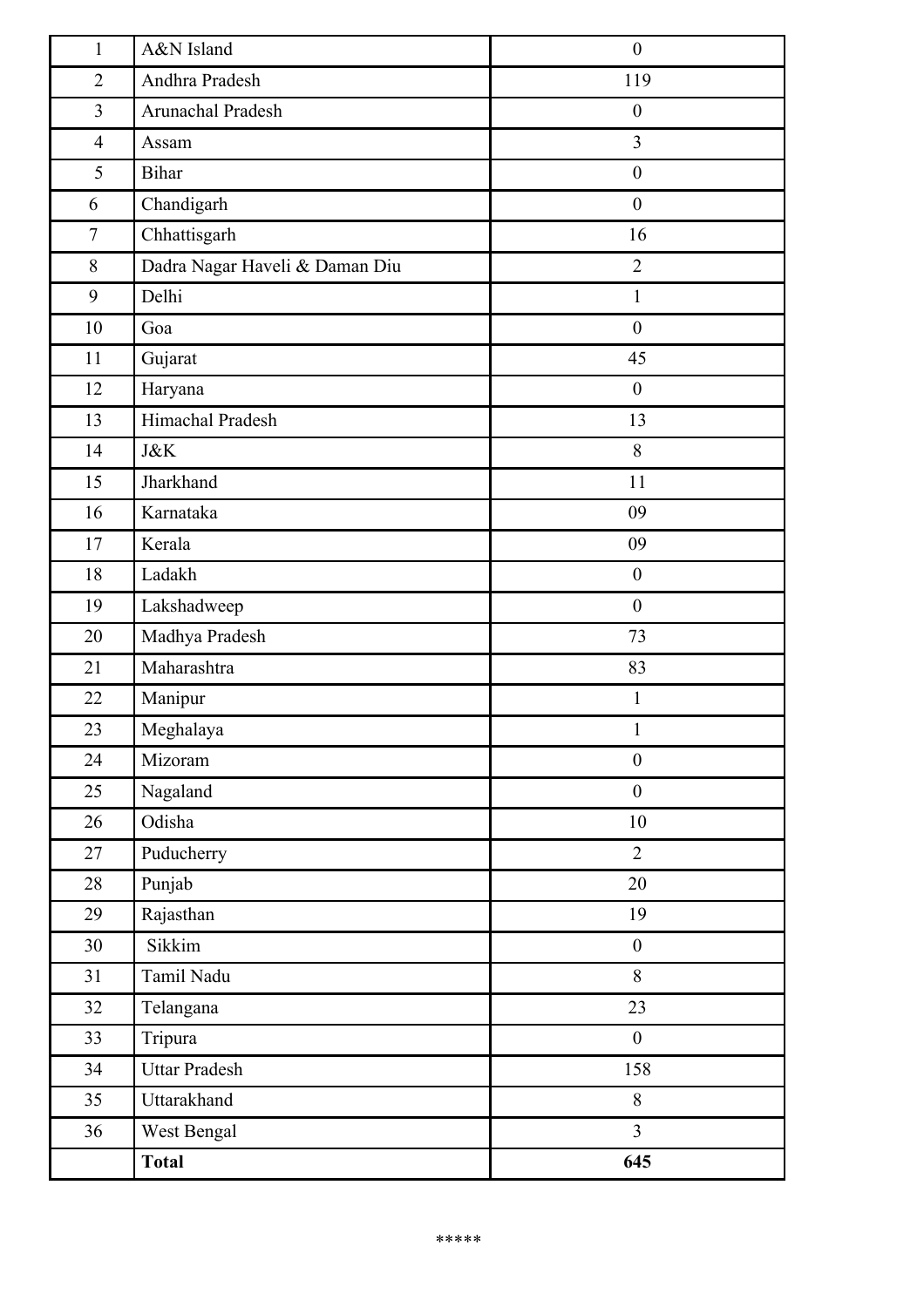| | | |
|---|---|---|
| 1 | A&N Island | 0 |
| 2 | Andhra Pradesh | 119 |
| 3 | Arunachal Pradesh | 0 |
| 4 | Assam | 3 |
| 5 | Bihar | 0 |
| 6 | Chandigarh | 0 |
| 7 | Chhattisgarh | 16 |
| 8 | Dadra Nagar Haveli & Daman Diu | 2 |
| 9 | Delhi | 1 |
| 10 | Goa | 0 |
| 11 | Gujarat | 45 |
| 12 | Haryana | 0 |
| 13 | Himachal Pradesh | 13 |
| 14 | J&K | 8 |
| 15 | Jharkhand | 11 |
| 16 | Karnataka | 09 |
| 17 | Kerala | 09 |
| 18 | Ladakh | 0 |
| 19 | Lakshadweep | 0 |
| 20 | Madhya Pradesh | 73 |
| 21 | Maharashtra | 83 |
| 22 | Manipur | 1 |
| 23 | Meghalaya | 1 |
| 24 | Mizoram | 0 |
| 25 | Nagaland | 0 |
| 26 | Odisha | 10 |
| 27 | Puducherry | 2 |
| 28 | Punjab | 20 |
| 29 | Rajasthan | 19 |
| 30 | Sikkim | 0 |
| 31 | Tamil Nadu | 8 |
| 32 | Telangana | 23 |
| 33 | Tripura | 0 |
| 34 | Uttar Pradesh | 158 |
| 35 | Uttarakhand | 8 |
| 36 | West Bengal | 3 |
| | **Total** | **645** |

*****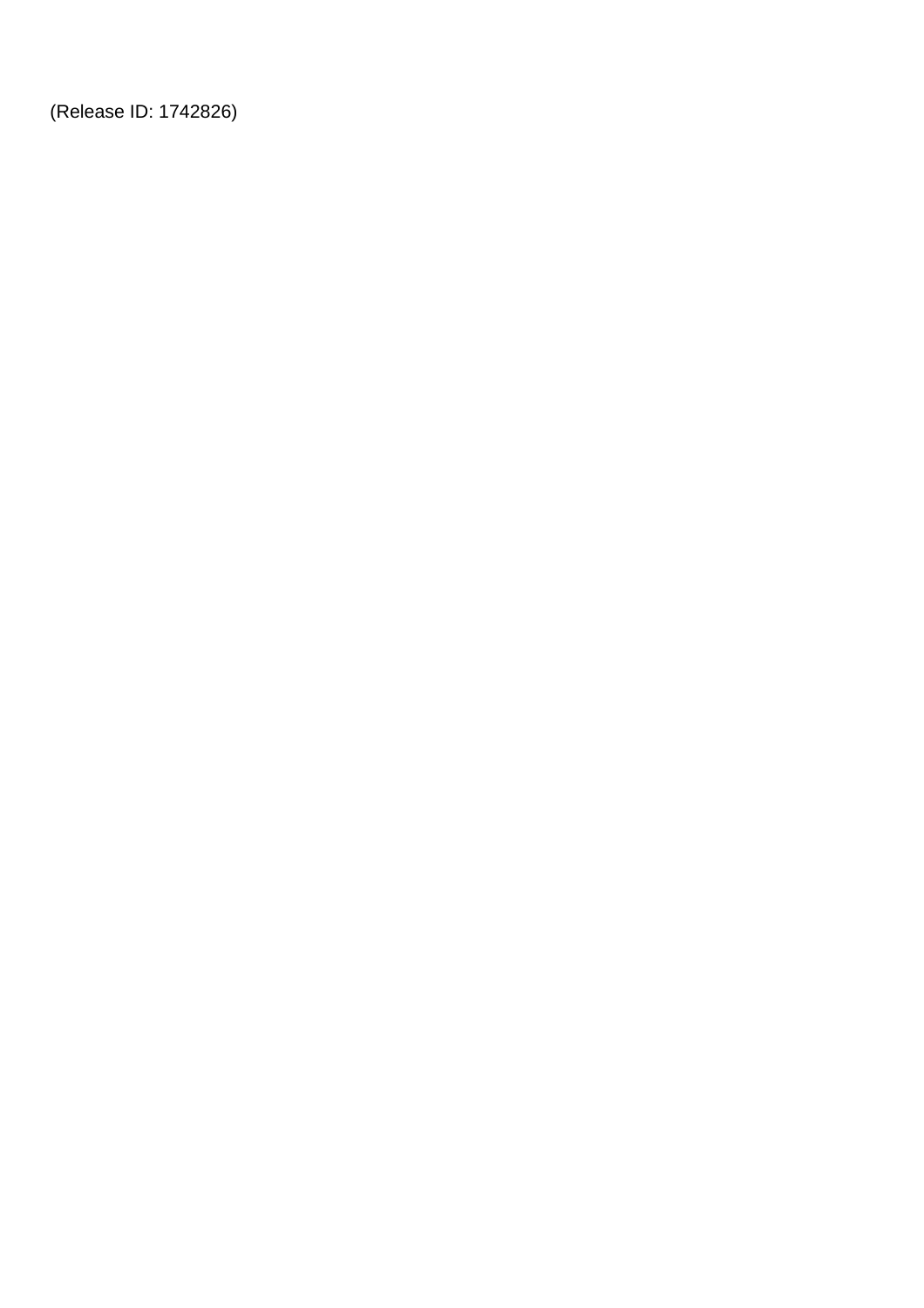(Release ID: 1742826)